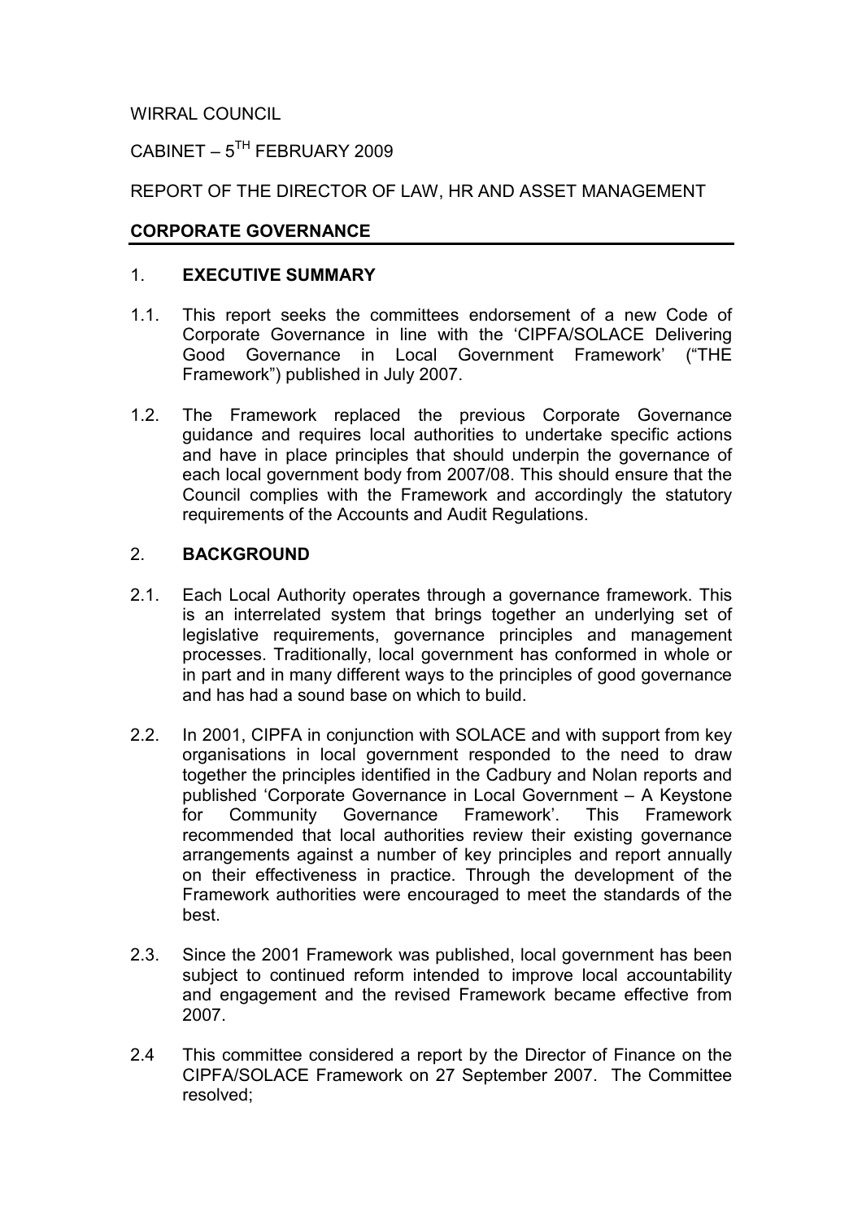WIRRAL COUNCIL

CABINET – 5TH FEBRUARY 2009

REPORT OF THE DIRECTOR OF LAW, HR AND ASSET MANAGEMENT

## CORPORATE GOVERNANCE

## 1. EXECUTIVE SUMMARY

1.1. This report seeks the committees endorsement of a new Code of Corporate Governance in line with the 'CIPFA/SOLACE Delivering Good Governance in Local Government Framework' ("THE Framework") published in July 2007.

1.2. The Framework replaced the previous Corporate Governance guidance and requires local authorities to undertake specific actions and have in place principles that should underpin the governance of each local government body from 2007/08. This should ensure that the Council complies with the Framework and accordingly the statutory requirements of the Accounts and Audit Regulations.

## 2. BACKGROUND

2.1. Each Local Authority operates through a governance framework. This is an interrelated system that brings together an underlying set of legislative requirements, governance principles and management processes. Traditionally, local government has conformed in whole or in part and in many different ways to the principles of good governance and has had a sound base on which to build.

2.2. In 2001, CIPFA in conjunction with SOLACE and with support from key organisations in local government responded to the need to draw together the principles identified in the Cadbury and Nolan reports and published 'Corporate Governance in Local Government – A Keystone for Community Governance Framework'. This Framework recommended that local authorities review their existing governance arrangements against a number of key principles and report annually on their effectiveness in practice. Through the development of the Framework authorities were encouraged to meet the standards of the best.

2.3. Since the 2001 Framework was published, local government has been subject to continued reform intended to improve local accountability and engagement and the revised Framework became effective from 2007.

2.4 This committee considered a report by the Director of Finance on the CIPFA/SOLACE Framework on 27 September 2007. The Committee resolved;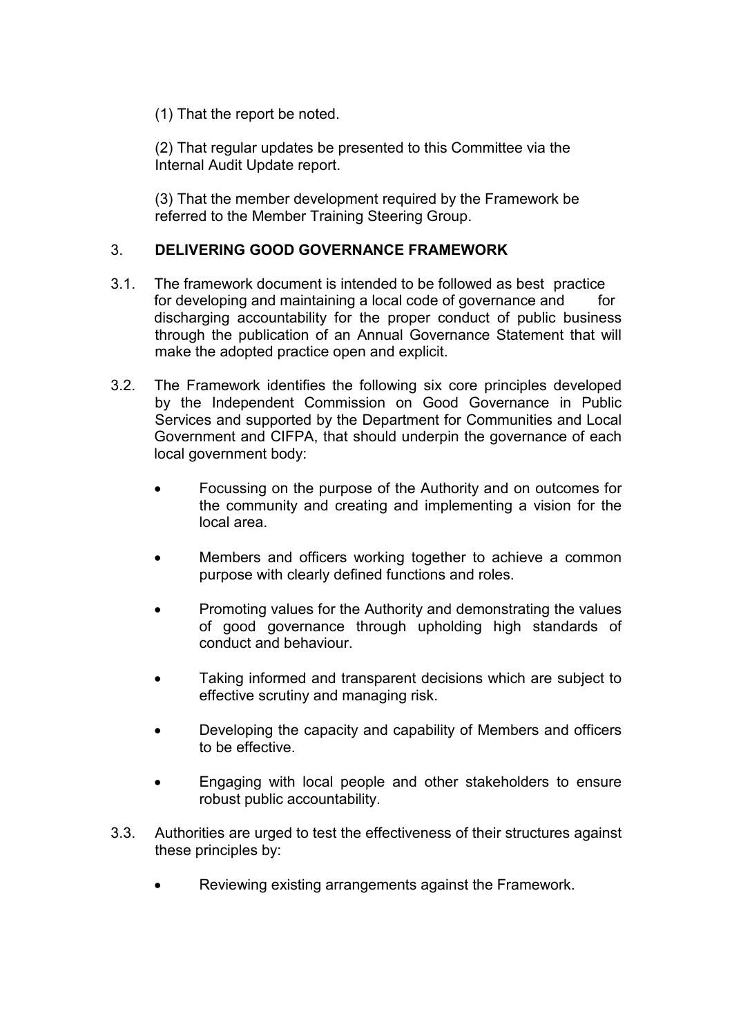(1) That the report be noted.

(2) That regular updates be presented to this Committee via the Internal Audit Update report.

(3) That the member development required by the Framework be referred to the Member Training Steering Group.

## 3. DELIVERING GOOD GOVERNANCE FRAMEWORK

3.1. The framework document is intended to be followed as best practice for developing and maintaining a local code of governance and for discharging accountability for the proper conduct of public business through the publication of an Annual Governance Statement that will make the adopted practice open and explicit.

3.2. The Framework identifies the following six core principles developed by the Independent Commission on Good Governance in Public Services and supported by the Department for Communities and Local Government and CIFPA, that should underpin the governance of each local government body:

- Focussing on the purpose of the Authority and on outcomes for the community and creating and implementing a vision for the local area.
- Members and officers working together to achieve a common purpose with clearly defined functions and roles.
- Promoting values for the Authority and demonstrating the values of good governance through upholding high standards of conduct and behaviour.
- Taking informed and transparent decisions which are subject to effective scrutiny and managing risk.
- Developing the capacity and capability of Members and officers to be effective.
- Engaging with local people and other stakeholders to ensure robust public accountability.

3.3. Authorities are urged to test the effectiveness of their structures against these principles by:

- Reviewing existing arrangements against the Framework.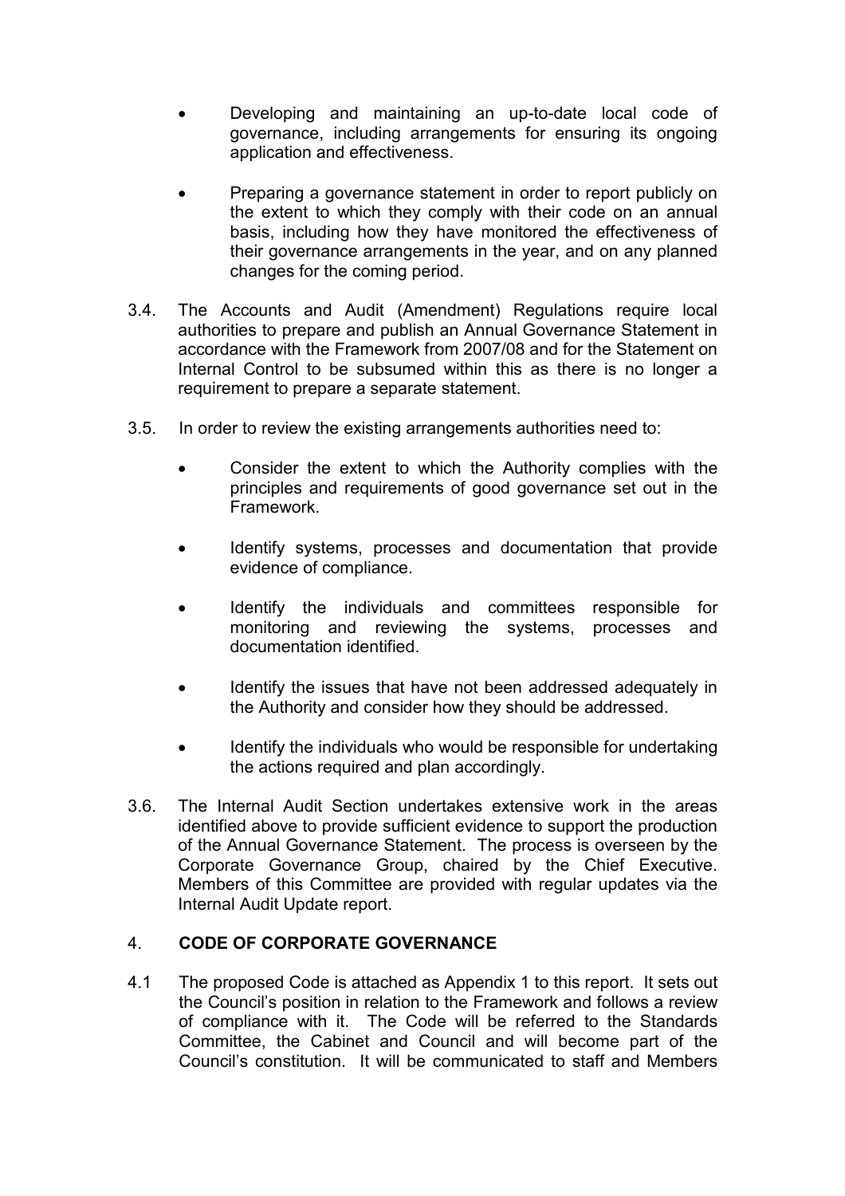- Developing and maintaining an up-to-date local code of governance, including arrangements for ensuring its ongoing application and effectiveness.

- Preparing a governance statement in order to report publicly on the extent to which they comply with their code on an annual basis, including how they have monitored the effectiveness of their governance arrangements in the year, and on any planned changes for the coming period.

3.4. The Accounts and Audit (Amendment) Regulations require local authorities to prepare and publish an Annual Governance Statement in accordance with the Framework from 2007/08 and for the Statement on Internal Control to be subsumed within this as there is no longer a requirement to prepare a separate statement.

3.5. In order to review the existing arrangements authorities need to:

- Consider the extent to which the Authority complies with the principles and requirements of good governance set out in the Framework.

- Identify systems, processes and documentation that provide evidence of compliance.

- Identify the individuals and committees responsible for monitoring and reviewing the systems, processes and documentation identified.

- Identify the issues that have not been addressed adequately in the Authority and consider how they should be addressed.

- Identify the individuals who would be responsible for undertaking the actions required and plan accordingly.

3.6. The Internal Audit Section undertakes extensive work in the areas identified above to provide sufficient evidence to support the production of the Annual Governance Statement. The process is overseen by the Corporate Governance Group, chaired by the Chief Executive. Members of this Committee are provided with regular updates via the Internal Audit Update report.

## 4. CODE OF CORPORATE GOVERNANCE

4.1 The proposed Code is attached as Appendix 1 to this report. It sets out the Council's position in relation to the Framework and follows a review of compliance with it. The Code will be referred to the Standards Committee, the Cabinet and Council and will become part of the Council's constitution. It will be communicated to staff and Members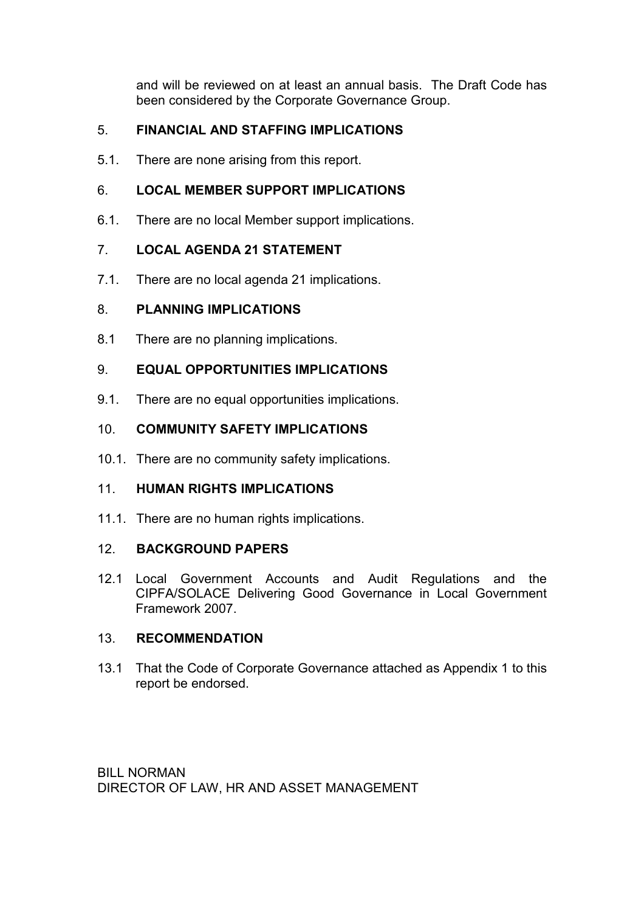and will be reviewed on at least an annual basis. The Draft Code has been considered by the Corporate Governance Group.

## 5. FINANCIAL AND STAFFING IMPLICATIONS

5.1. There are none arising from this report.

## 6. LOCAL MEMBER SUPPORT IMPLICATIONS

6.1. There are no local Member support implications.

## 7. LOCAL AGENDA 21 STATEMENT

7.1. There are no local agenda 21 implications.

## 8. PLANNING IMPLICATIONS

8.1 There are no planning implications.

## 9. EQUAL OPPORTUNITIES IMPLICATIONS

9.1. There are no equal opportunities implications.

## 10. COMMUNITY SAFETY IMPLICATIONS

10.1. There are no community safety implications.

## 11. HUMAN RIGHTS IMPLICATIONS

11.1. There are no human rights implications.

## 12. BACKGROUND PAPERS

12.1 Local Government Accounts and Audit Regulations and the CIPFA/SOLACE Delivering Good Governance in Local Government Framework 2007.

## 13. RECOMMENDATION

13.1 That the Code of Corporate Governance attached as Appendix 1 to this report be endorsed.

BILL NORMAN
DIRECTOR OF LAW, HR AND ASSET MANAGEMENT